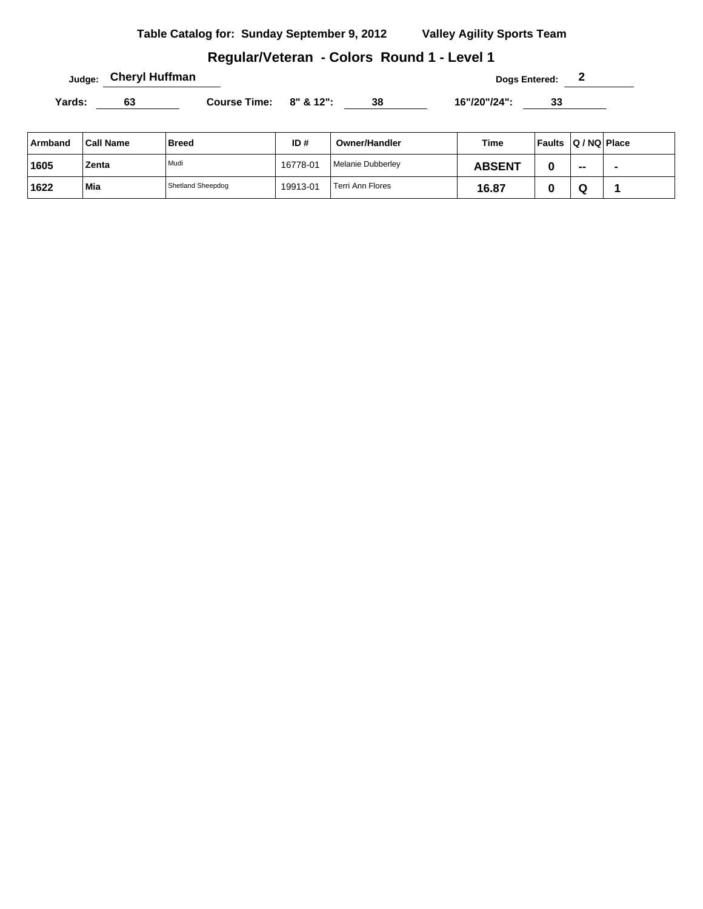**Table Catalog for: Sunday September 9, 2012 Valley Agility Sports Team**

## Regular/Veteran - Colors Round 1 - Level 1

Judge: **Cheryl Huffman** Dogs Entered: **2**

Yards: **63** Course Time: 8" & 12": **38** 16"/20"/24": **33**

| Armband | Call Name | Breed | ID # | Owner/Handler | Time | Faults | Q / NQ | Place |
|---|---|---|---|---|---|---|---|---|
| 1605 | Zenta | Mudi | 16778-01 | Melanie Dubberley | ABSENT | 0 | -- | - |
| 1622 | Mia | Shetland Sheepdog | 19913-01 | Terri Ann Flores | 16.87 | 0 | Q | 1 |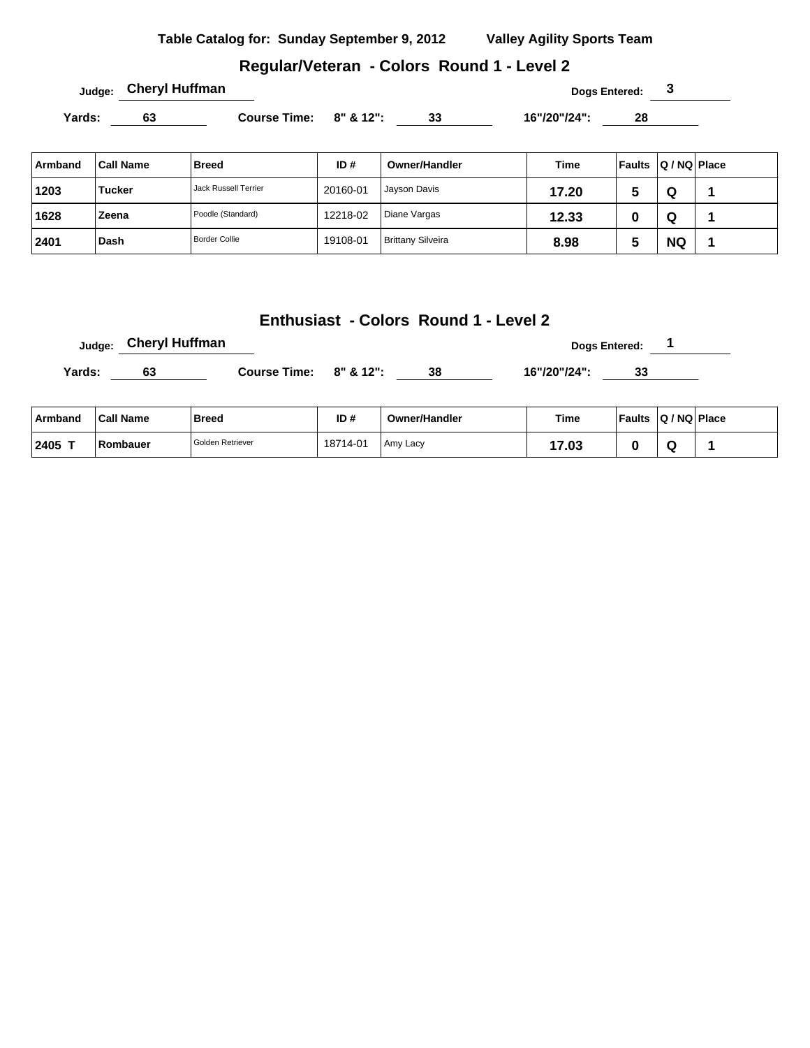**Table Catalog for: Sunday September 9, 2012 Valley Agility Sports Team**

## Regular/Veteran - Colors Round 1 - Level 2

**Judge:** Cheryl Huffman **Dogs Entered:** 3

**Yards:** 63 **Course Time: 8" & 12":** 33 **16"/20"/24":** 28

| Armband | Call Name | Breed | ID # | Owner/Handler | Time | Faults | Q / NQ | Place |
|---|---|---|---|---|---|---|---|---|
| 1203 | Tucker | Jack Russell Terrier | 20160-01 | Jayson Davis | 17.20 | 5 | Q | 1 |
| 1628 | Zeena | Poodle (Standard) | 12218-02 | Diane Vargas | 12.33 | 0 | Q | 1 |
| 2401 | Dash | Border Collie | 19108-01 | Brittany Silveira | 8.98 | 5 | NQ | 1 |

## Enthusiast - Colors Round 1 - Level 2

**Judge:** Cheryl Huffman **Dogs Entered:** 1

**Yards:** 63 **Course Time: 8" & 12":** 38 **16"/20"/24":** 33

| Armband | Call Name | Breed | ID # | Owner/Handler | Time | Faults | Q / NQ | Place |
|---|---|---|---|---|---|---|---|---|
| 2405 T | Rombauer | Golden Retriever | 18714-01 | Amy Lacy | 17.03 | 0 | Q | 1 |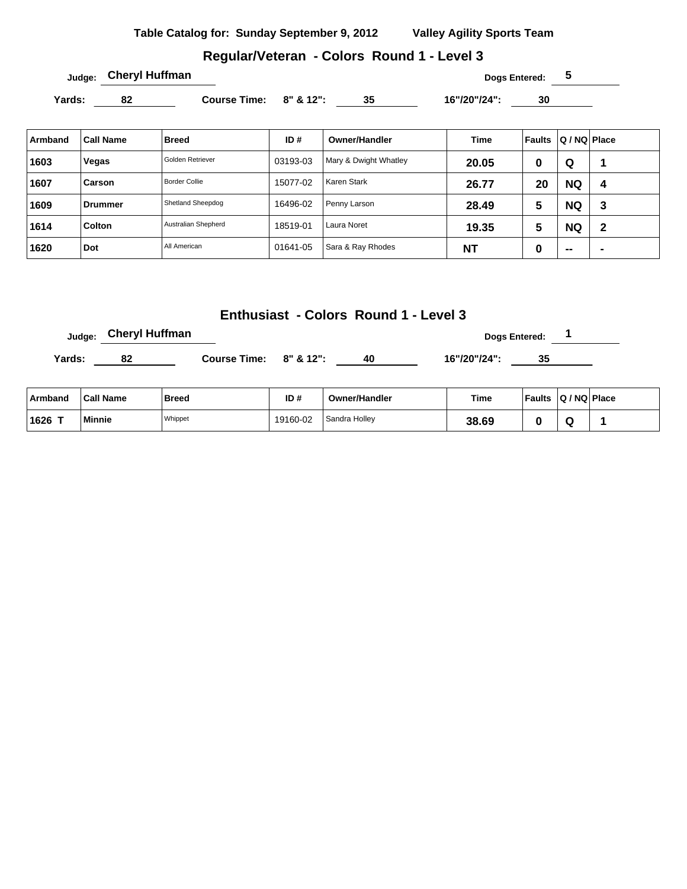**Table Catalog for: Sunday September 9, 2012 Valley Agility Sports Team**

## Regular/Veteran - Colors Round 1 - Level 3

**Judge:** Cheryl Huffman **Dogs Entered:** 5

**Yards:** 82 **Course Time:** 8" & 12": 35 16"/20"/24": 30

| Armband | Call Name | Breed | ID # | Owner/Handler | Time | Faults | Q / NQ | Place |
|---|---|---|---|---|---|---|---|---|
| 1603 | Vegas | Golden Retriever | 03193-03 | Mary & Dwight Whatley | 20.05 | 0 | Q | 1 |
| 1607 | Carson | Border Collie | 15077-02 | Karen Stark | 26.77 | 20 | NQ | 4 |
| 1609 | Drummer | Shetland Sheepdog | 16496-02 | Penny Larson | 28.49 | 5 | NQ | 3 |
| 1614 | Colton | Australian Shepherd | 18519-01 | Laura Noret | 19.35 | 5 | NQ | 2 |
| 1620 | Dot | All American | 01641-05 | Sara & Ray Rhodes | NT | 0 | -- | - |

## Enthusiast - Colors Round 1 - Level 3

**Judge:** Cheryl Huffman **Dogs Entered:** 1

**Yards:** 82 **Course Time:** 8" & 12": 40 16"/20"/24": 35

| Armband | Call Name | Breed | ID # | Owner/Handler | Time | Faults | Q / NQ | Place |
|---|---|---|---|---|---|---|---|---|
| 1626 T | Minnie | Whippet | 19160-02 | Sandra Holley | 38.69 | 0 | Q | 1 |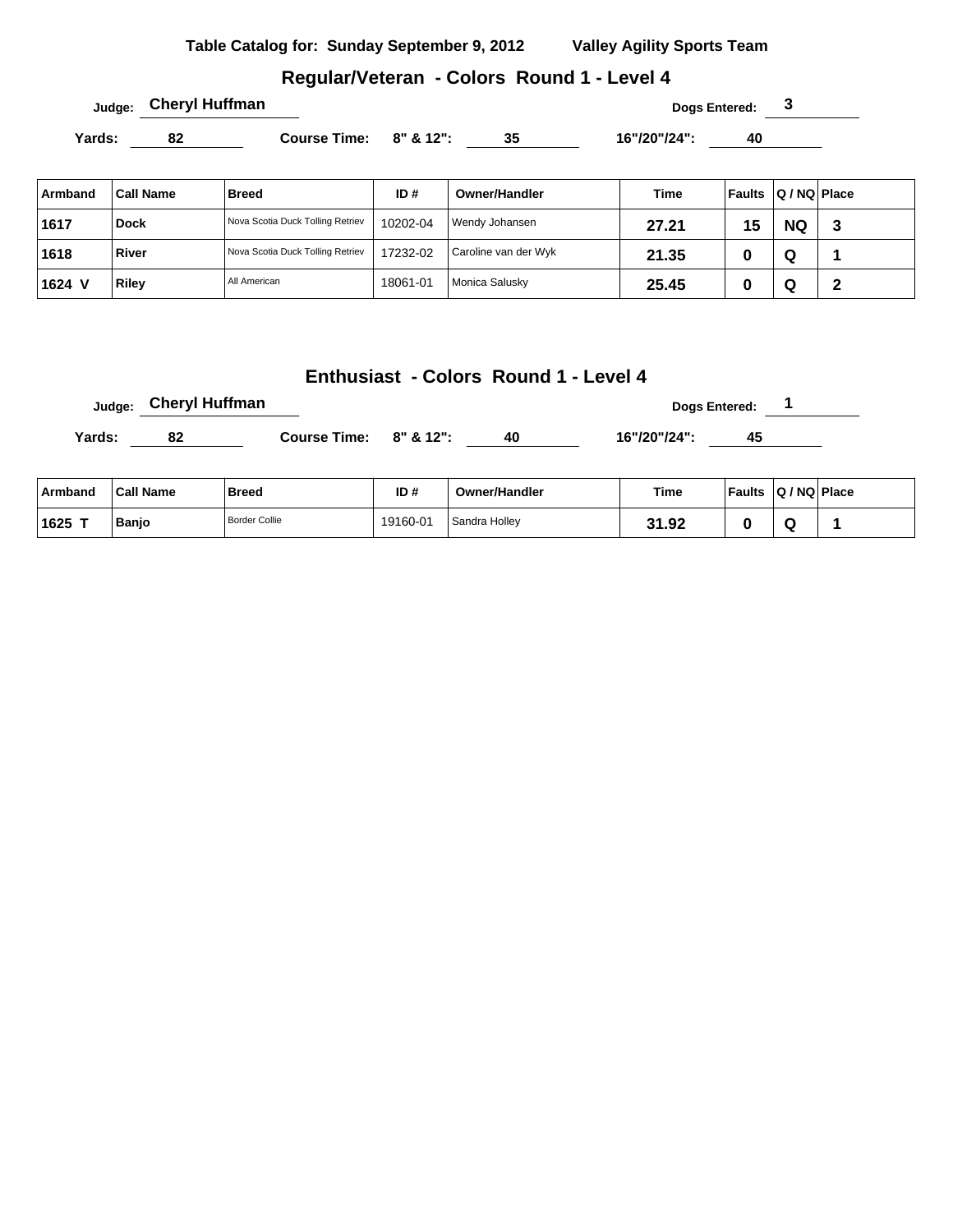**Table Catalog for: Sunday September 9, 2012 Valley Agility Sports Team**

## Regular/Veteran - Colors Round 1 - Level 4

**Judge:** Cheryl Huffman **Dogs Entered:** 3

**Yards:** 82 **Course Time:** 8" & 12": 35 16"/20"/24": 40

| Armband | Call Name | Breed | ID # | Owner/Handler | Time | Faults | Q / NQ | Place |
|---|---|---|---|---|---|---|---|---|
| 1617 | Dock | Nova Scotia Duck Tolling Retriev | 10202-04 | Wendy Johansen | 27.21 | 15 | NQ | 3 |
| 1618 | River | Nova Scotia Duck Tolling Retriev | 17232-02 | Caroline van der Wyk | 21.35 | 0 | Q | 1 |
| 1624 V | Riley | All American | 18061-01 | Monica Salusky | 25.45 | 0 | Q | 2 |

## Enthusiast - Colors Round 1 - Level 4

**Judge:** Cheryl Huffman **Dogs Entered:** 1

**Yards:** 82 **Course Time:** 8" & 12": 40 16"/20"/24": 45

| Armband | Call Name | Breed | ID # | Owner/Handler | Time | Faults | Q / NQ | Place |
|---|---|---|---|---|---|---|---|---|
| 1625 T | Banjo | Border Collie | 19160-01 | Sandra Holley | 31.92 | 0 | Q | 1 |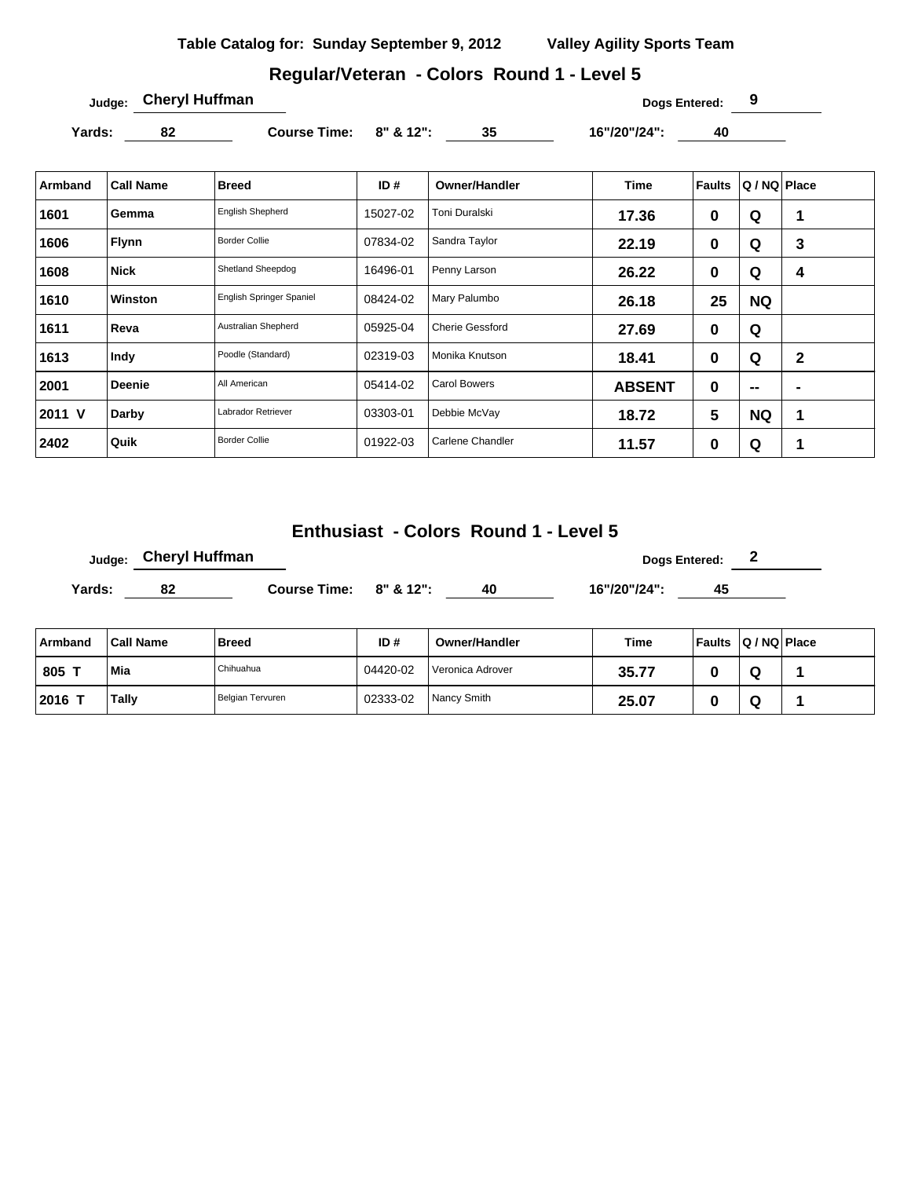**Table Catalog for: Sunday September 9, 2012 Valley Agility Sports Team**

## Regular/Veteran - Colors Round 1 - Level 5

Judge: **Cheryl Huffman** Dogs Entered: **9**

Yards: **82** Course Time: 8" & 12": **35** 16"/20"/24": **40**

| Armband | Call Name | Breed | ID # | Owner/Handler | Time | Faults | Q / NQ | Place |
|---|---|---|---|---|---|---|---|---|
| 1601 | Gemma | English Shepherd | 15027-02 | Toni Duralski | 17.36 | 0 | Q | 1 |
| 1606 | Flynn | Border Collie | 07834-02 | Sandra Taylor | 22.19 | 0 | Q | 3 |
| 1608 | Nick | Shetland Sheepdog | 16496-01 | Penny Larson | 26.22 | 0 | Q | 4 |
| 1610 | Winston | English Springer Spaniel | 08424-02 | Mary Palumbo | 26.18 | 25 | NQ | |
| 1611 | Reva | Australian Shepherd | 05925-04 | Cherie Gessford | 27.69 | 0 | Q | |
| 1613 | Indy | Poodle (Standard) | 02319-03 | Monika Knutson | 18.41 | 0 | Q | 2 |
| 2001 | Deenie | All American | 05414-02 | Carol Bowers | ABSENT | 0 | -- | - |
| 2011 V | Darby | Labrador Retriever | 03303-01 | Debbie McVay | 18.72 | 5 | NQ | 1 |
| 2402 | Quik | Border Collie | 01922-03 | Carlene Chandler | 11.57 | 0 | Q | 1 |

## Enthusiast - Colors Round 1 - Level 5

Judge: **Cheryl Huffman** Dogs Entered: **2**

Yards: **82** Course Time: 8" & 12": **40** 16"/20"/24": **45**

| Armband | Call Name | Breed | ID # | Owner/Handler | Time | Faults | Q / NQ | Place |
|---|---|---|---|---|---|---|---|---|
| 805 T | Mia | Chihuahua | 04420-02 | Veronica Adrover | 35.77 | 0 | Q | 1 |
| 2016 T | Tally | Belgian Tervuren | 02333-02 | Nancy Smith | 25.07 | 0 | Q | 1 |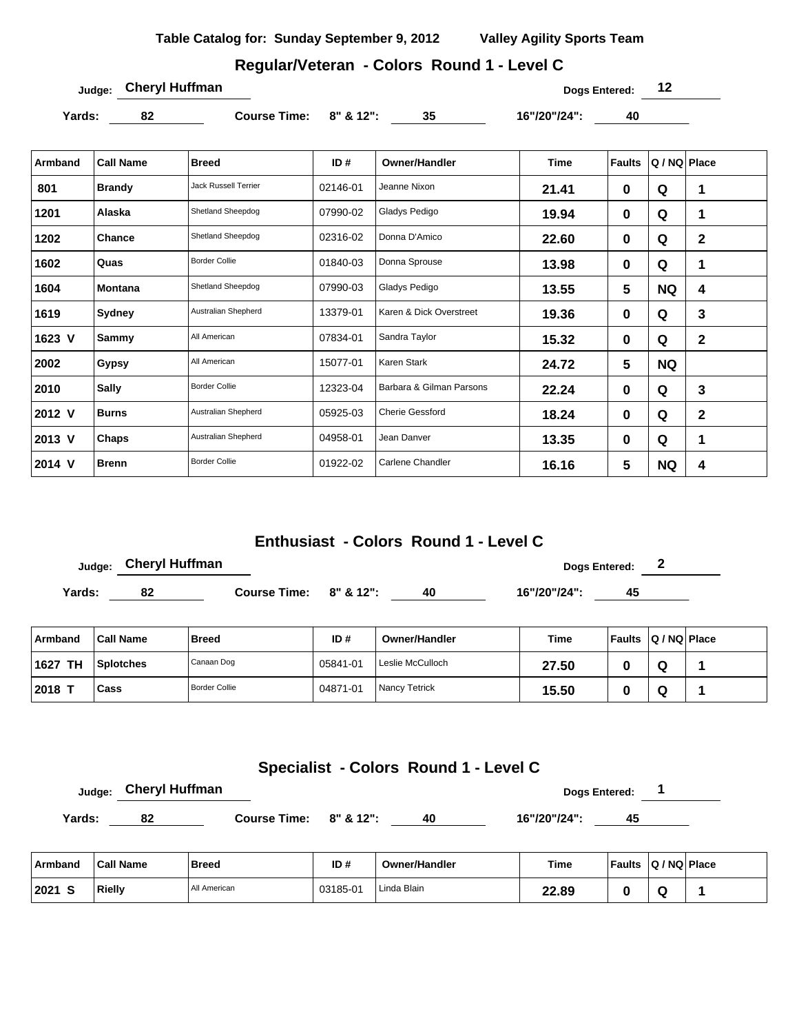**Table Catalog for: Sunday September 9, 2012** **Valley Agility Sports Team**

## Regular/Veteran - Colors Round 1 - Level C

**Judge:** Cheryl Huffman **Dogs Entered:** 12

**Yards:** 82 **Course Time:** 8" & 12": 35 16"/20"/24": 40

| Armband | Call Name | Breed | ID # | Owner/Handler | Time | Faults | Q / NQ | Place |
|---|---|---|---|---|---|---|---|---|
| 801 | Brandy | Jack Russell Terrier | 02146-01 | Jeanne Nixon | 21.41 | 0 | Q | 1 |
| 1201 | Alaska | Shetland Sheepdog | 07990-02 | Gladys Pedigo | 19.94 | 0 | Q | 1 |
| 1202 | Chance | Shetland Sheepdog | 02316-02 | Donna D'Amico | 22.60 | 0 | Q | 2 |
| 1602 | Quas | Border Collie | 01840-03 | Donna Sprouse | 13.98 | 0 | Q | 1 |
| 1604 | Montana | Shetland Sheepdog | 07990-03 | Gladys Pedigo | 13.55 | 5 | NQ | 4 |
| 1619 | Sydney | Australian Shepherd | 13379-01 | Karen & Dick Overstreet | 19.36 | 0 | Q | 3 |
| 1623 V | Sammy | All American | 07834-01 | Sandra Taylor | 15.32 | 0 | Q | 2 |
| 2002 | Gypsy | All American | 15077-01 | Karen Stark | 24.72 | 5 | NQ | |
| 2010 | Sally | Border Collie | 12323-04 | Barbara & Gilman Parsons | 22.24 | 0 | Q | 3 |
| 2012 V | Burns | Australian Shepherd | 05925-03 | Cherie Gessford | 18.24 | 0 | Q | 2 |
| 2013 V | Chaps | Australian Shepherd | 04958-01 | Jean Danver | 13.35 | 0 | Q | 1 |
| 2014 V | Brenn | Border Collie | 01922-02 | Carlene Chandler | 16.16 | 5 | NQ | 4 |

## Enthusiast - Colors Round 1 - Level C

**Judge:** Cheryl Huffman **Dogs Entered:** 2

**Yards:** 82 **Course Time:** 8" & 12": 40 16"/20"/24": 45

| Armband | Call Name | Breed | ID # | Owner/Handler | Time | Faults | Q / NQ | Place |
|---|---|---|---|---|---|---|---|---|
| 1627 TH | Splotches | Canaan Dog | 05841-01 | Leslie McCulloch | 27.50 | 0 | Q | 1 |
| 2018 T | Cass | Border Collie | 04871-01 | Nancy Tetrick | 15.50 | 0 | Q | 1 |

## Specialist - Colors Round 1 - Level C

**Judge:** Cheryl Huffman **Dogs Entered:** 1

**Yards:** 82 **Course Time:** 8" & 12": 40 16"/20"/24": 45

| Armband | Call Name | Breed | ID # | Owner/Handler | Time | Faults | Q / NQ | Place |
|---|---|---|---|---|---|---|---|---|
| 2021 S | Rielly | All American | 03185-01 | Linda Blain | 22.89 | 0 | Q | 1 |